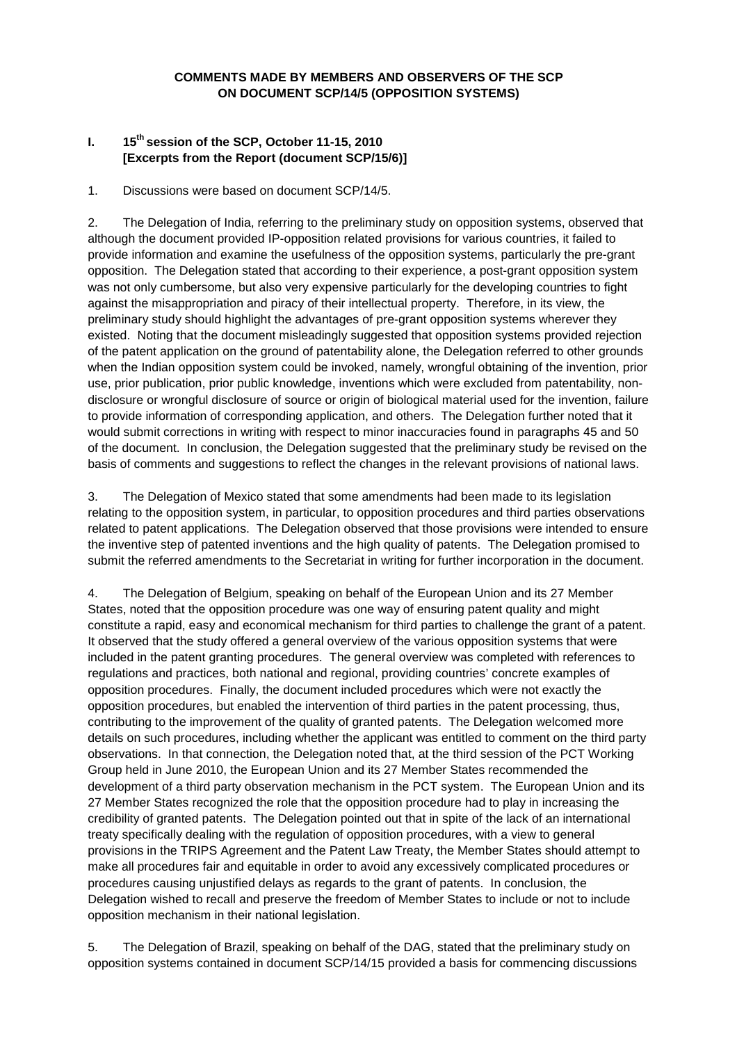**COMMENTS MADE BY MEMBERS AND OBSERVERS OF THE SCP ON DOCUMENT SCP/14/5 (OPPOSITION SYSTEMS)**

## I. 15th session of the SCP, October 11-15, 2010 [Excerpts from the Report (document SCP/15/6)]

1. Discussions were based on document SCP/14/5.

2. The Delegation of India, referring to the preliminary study on opposition systems, observed that although the document provided IP-opposition related provisions for various countries, it failed to provide information and examine the usefulness of the opposition systems, particularly the pre-grant opposition. The Delegation stated that according to their experience, a post-grant opposition system was not only cumbersome, but also very expensive particularly for the developing countries to fight against the misappropriation and piracy of their intellectual property. Therefore, in its view, the preliminary study should highlight the advantages of pre-grant opposition systems wherever they existed. Noting that the document misleadingly suggested that opposition systems provided rejection of the patent application on the ground of patentability alone, the Delegation referred to other grounds when the Indian opposition system could be invoked, namely, wrongful obtaining of the invention, prior use, prior publication, prior public knowledge, inventions which were excluded from patentability, non-disclosure or wrongful disclosure of source or origin of biological material used for the invention, failure to provide information of corresponding application, and others. The Delegation further noted that it would submit corrections in writing with respect to minor inaccuracies found in paragraphs 45 and 50 of the document. In conclusion, the Delegation suggested that the preliminary study be revised on the basis of comments and suggestions to reflect the changes in the relevant provisions of national laws.

3. The Delegation of Mexico stated that some amendments had been made to its legislation relating to the opposition system, in particular, to opposition procedures and third parties observations related to patent applications. The Delegation observed that those provisions were intended to ensure the inventive step of patented inventions and the high quality of patents. The Delegation promised to submit the referred amendments to the Secretariat in writing for further incorporation in the document.

4. The Delegation of Belgium, speaking on behalf of the European Union and its 27 Member States, noted that the opposition procedure was one way of ensuring patent quality and might constitute a rapid, easy and economical mechanism for third parties to challenge the grant of a patent. It observed that the study offered a general overview of the various opposition systems that were included in the patent granting procedures. The general overview was completed with references to regulations and practices, both national and regional, providing countries' concrete examples of opposition procedures. Finally, the document included procedures which were not exactly the opposition procedures, but enabled the intervention of third parties in the patent processing, thus, contributing to the improvement of the quality of granted patents. The Delegation welcomed more details on such procedures, including whether the applicant was entitled to comment on the third party observations. In that connection, the Delegation noted that, at the third session of the PCT Working Group held in June 2010, the European Union and its 27 Member States recommended the development of a third party observation mechanism in the PCT system. The European Union and its 27 Member States recognized the role that the opposition procedure had to play in increasing the credibility of granted patents. The Delegation pointed out that in spite of the lack of an international treaty specifically dealing with the regulation of opposition procedures, with a view to general provisions in the TRIPS Agreement and the Patent Law Treaty, the Member States should attempt to make all procedures fair and equitable in order to avoid any excessively complicated procedures or procedures causing unjustified delays as regards to the grant of patents. In conclusion, the Delegation wished to recall and preserve the freedom of Member States to include or not to include opposition mechanism in their national legislation.

5. The Delegation of Brazil, speaking on behalf of the DAG, stated that the preliminary study on opposition systems contained in document SCP/14/15 provided a basis for commencing discussions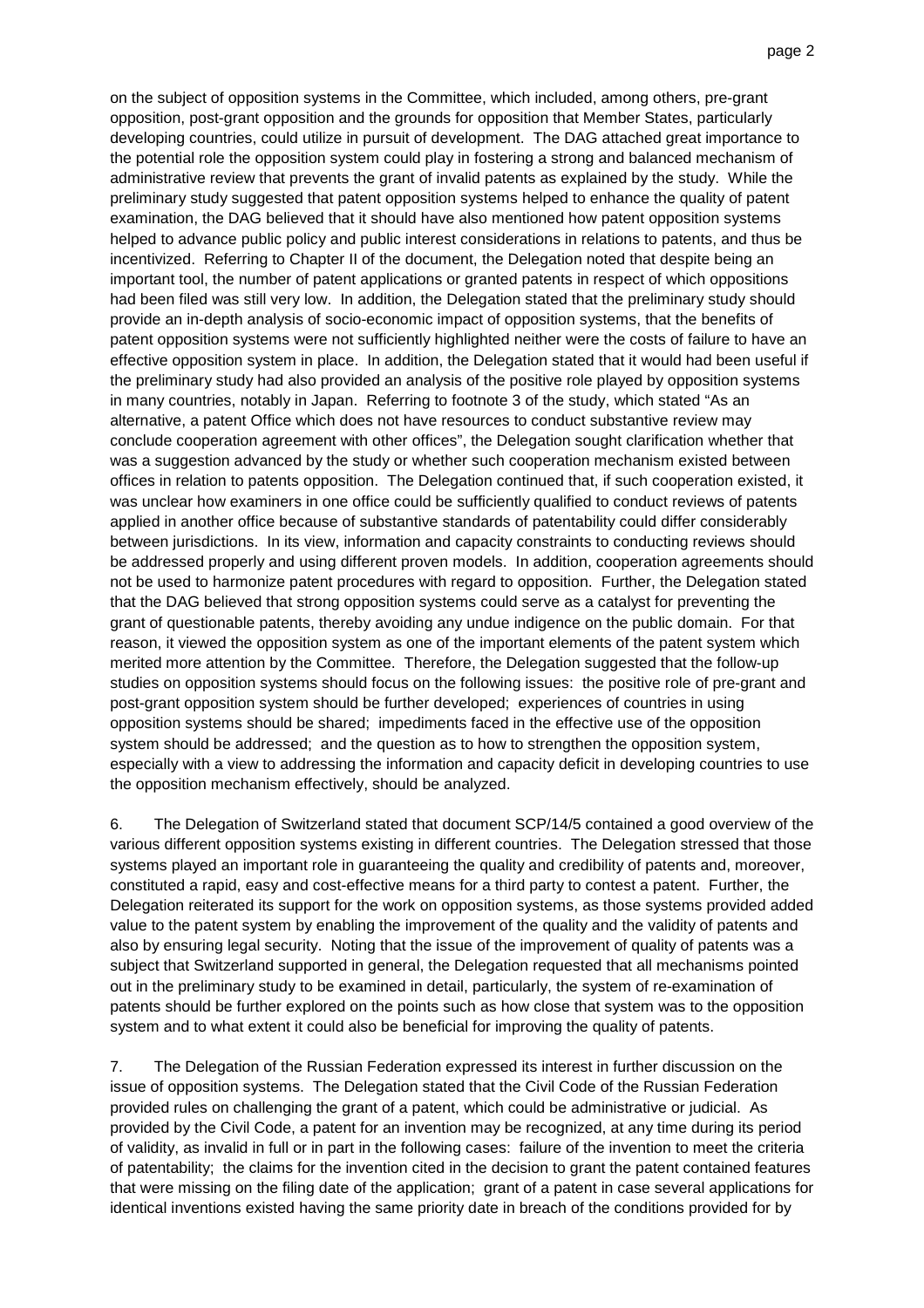on the subject of opposition systems in the Committee, which included, among others, pre-grant opposition, post-grant opposition and the grounds for opposition that Member States, particularly developing countries, could utilize in pursuit of development. The DAG attached great importance to the potential role the opposition system could play in fostering a strong and balanced mechanism of administrative review that prevents the grant of invalid patents as explained by the study. While the preliminary study suggested that patent opposition systems helped to enhance the quality of patent examination, the DAG believed that it should have also mentioned how patent opposition systems helped to advance public policy and public interest considerations in relations to patents, and thus be incentivized. Referring to Chapter II of the document, the Delegation noted that despite being an important tool, the number of patent applications or granted patents in respect of which oppositions had been filed was still very low. In addition, the Delegation stated that the preliminary study should provide an in-depth analysis of socio-economic impact of opposition systems, that the benefits of patent opposition systems were not sufficiently highlighted neither were the costs of failure to have an effective opposition system in place. In addition, the Delegation stated that it would had been useful if the preliminary study had also provided an analysis of the positive role played by opposition systems in many countries, notably in Japan. Referring to footnote 3 of the study, which stated "As an alternative, a patent Office which does not have resources to conduct substantive review may conclude cooperation agreement with other offices", the Delegation sought clarification whether that was a suggestion advanced by the study or whether such cooperation mechanism existed between offices in relation to patents opposition. The Delegation continued that, if such cooperation existed, it was unclear how examiners in one office could be sufficiently qualified to conduct reviews of patents applied in another office because of substantive standards of patentability could differ considerably between jurisdictions. In its view, information and capacity constraints to conducting reviews should be addressed properly and using different proven models. In addition, cooperation agreements should not be used to harmonize patent procedures with regard to opposition. Further, the Delegation stated that the DAG believed that strong opposition systems could serve as a catalyst for preventing the grant of questionable patents, thereby avoiding any undue indigence on the public domain. For that reason, it viewed the opposition system as one of the important elements of the patent system which merited more attention by the Committee. Therefore, the Delegation suggested that the follow-up studies on opposition systems should focus on the following issues: the positive role of pre-grant and post-grant opposition system should be further developed; experiences of countries in using opposition systems should be shared; impediments faced in the effective use of the opposition system should be addressed; and the question as to how to strengthen the opposition system, especially with a view to addressing the information and capacity deficit in developing countries to use the opposition mechanism effectively, should be analyzed.

6. The Delegation of Switzerland stated that document SCP/14/5 contained a good overview of the various different opposition systems existing in different countries. The Delegation stressed that those systems played an important role in guaranteeing the quality and credibility of patents and, moreover, constituted a rapid, easy and cost-effective means for a third party to contest a patent. Further, the Delegation reiterated its support for the work on opposition systems, as those systems provided added value to the patent system by enabling the improvement of the quality and the validity of patents and also by ensuring legal security. Noting that the issue of the improvement of quality of patents was a subject that Switzerland supported in general, the Delegation requested that all mechanisms pointed out in the preliminary study to be examined in detail, particularly, the system of re-examination of patents should be further explored on the points such as how close that system was to the opposition system and to what extent it could also be beneficial for improving the quality of patents.

7. The Delegation of the Russian Federation expressed its interest in further discussion on the issue of opposition systems. The Delegation stated that the Civil Code of the Russian Federation provided rules on challenging the grant of a patent, which could be administrative or judicial. As provided by the Civil Code, a patent for an invention may be recognized, at any time during its period of validity, as invalid in full or in part in the following cases: failure of the invention to meet the criteria of patentability; the claims for the invention cited in the decision to grant the patent contained features that were missing on the filing date of the application; grant of a patent in case several applications for identical inventions existed having the same priority date in breach of the conditions provided for by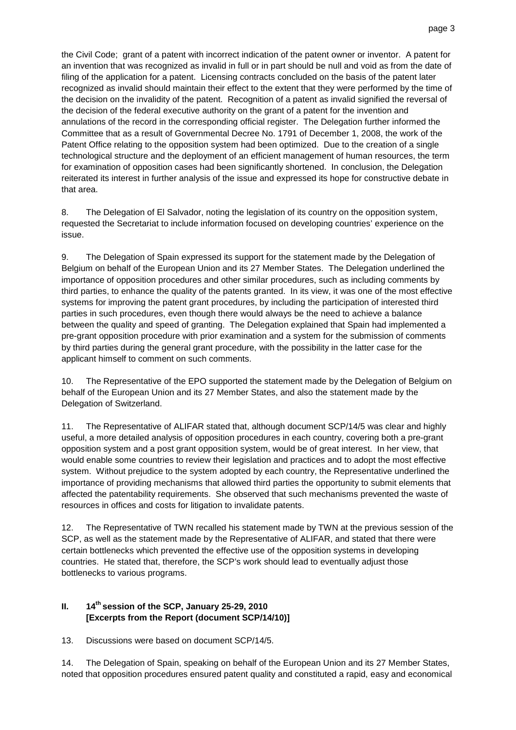the Civil Code; grant of a patent with incorrect indication of the patent owner or inventor. A patent for an invention that was recognized as invalid in full or in part should be null and void as from the date of filing of the application for a patent. Licensing contracts concluded on the basis of the patent later recognized as invalid should maintain their effect to the extent that they were performed by the time of the decision on the invalidity of the patent. Recognition of a patent as invalid signified the reversal of the decision of the federal executive authority on the grant of a patent for the invention and annulations of the record in the corresponding official register. The Delegation further informed the Committee that as a result of Governmental Decree No. 1791 of December 1, 2008, the work of the Patent Office relating to the opposition system had been optimized. Due to the creation of a single technological structure and the deployment of an efficient management of human resources, the term for examination of opposition cases had been significantly shortened. In conclusion, the Delegation reiterated its interest in further analysis of the issue and expressed its hope for constructive debate in that area.

8. The Delegation of El Salvador, noting the legislation of its country on the opposition system, requested the Secretariat to include information focused on developing countries' experience on the issue.

9. The Delegation of Spain expressed its support for the statement made by the Delegation of Belgium on behalf of the European Union and its 27 Member States. The Delegation underlined the importance of opposition procedures and other similar procedures, such as including comments by third parties, to enhance the quality of the patents granted. In its view, it was one of the most effective systems for improving the patent grant procedures, by including the participation of interested third parties in such procedures, even though there would always be the need to achieve a balance between the quality and speed of granting. The Delegation explained that Spain had implemented a pre-grant opposition procedure with prior examination and a system for the submission of comments by third parties during the general grant procedure, with the possibility in the latter case for the applicant himself to comment on such comments.

10. The Representative of the EPO supported the statement made by the Delegation of Belgium on behalf of the European Union and its 27 Member States, and also the statement made by the Delegation of Switzerland.

11. The Representative of ALIFAR stated that, although document SCP/14/5 was clear and highly useful, a more detailed analysis of opposition procedures in each country, covering both a pre-grant opposition system and a post grant opposition system, would be of great interest. In her view, that would enable some countries to review their legislation and practices and to adopt the most effective system. Without prejudice to the system adopted by each country, the Representative underlined the importance of providing mechanisms that allowed third parties the opportunity to submit elements that affected the patentability requirements. She observed that such mechanisms prevented the waste of resources in offices and costs for litigation to invalidate patents.

12. The Representative of TWN recalled his statement made by TWN at the previous session of the SCP, as well as the statement made by the Representative of ALIFAR, and stated that there were certain bottlenecks which prevented the effective use of the opposition systems in developing countries. He stated that, therefore, the SCP's work should lead to eventually adjust those bottlenecks to various programs.

## II. 14th session of the SCP, January 25-29, 2010 [Excerpts from the Report (document SCP/14/10)]

13. Discussions were based on document SCP/14/5.

14. The Delegation of Spain, speaking on behalf of the European Union and its 27 Member States, noted that opposition procedures ensured patent quality and constituted a rapid, easy and economical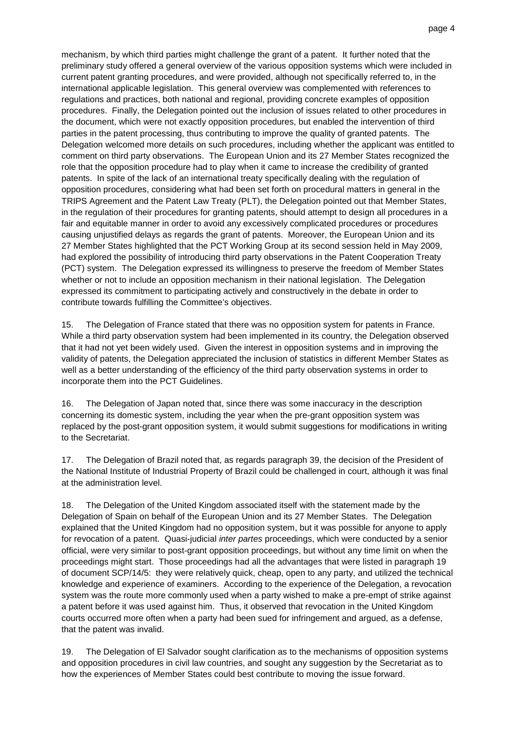mechanism, by which third parties might challenge the grant of a patent. It further noted that the preliminary study offered a general overview of the various opposition systems which were included in current patent granting procedures, and were provided, although not specifically referred to, in the international applicable legislation. This general overview was complemented with references to regulations and practices, both national and regional, providing concrete examples of opposition procedures. Finally, the Delegation pointed out the inclusion of issues related to other procedures in the document, which were not exactly opposition procedures, but enabled the intervention of third parties in the patent processing, thus contributing to improve the quality of granted patents. The Delegation welcomed more details on such procedures, including whether the applicant was entitled to comment on third party observations. The European Union and its 27 Member States recognized the role that the opposition procedure had to play when it came to increase the credibility of granted patents. In spite of the lack of an international treaty specifically dealing with the regulation of opposition procedures, considering what had been set forth on procedural matters in general in the TRIPS Agreement and the Patent Law Treaty (PLT), the Delegation pointed out that Member States, in the regulation of their procedures for granting patents, should attempt to design all procedures in a fair and equitable manner in order to avoid any excessively complicated procedures or procedures causing unjustified delays as regards the grant of patents. Moreover, the European Union and its 27 Member States highlighted that the PCT Working Group at its second session held in May 2009, had explored the possibility of introducing third party observations in the Patent Cooperation Treaty (PCT) system. The Delegation expressed its willingness to preserve the freedom of Member States whether or not to include an opposition mechanism in their national legislation. The Delegation expressed its commitment to participating actively and constructively in the debate in order to contribute towards fulfilling the Committee's objectives.

15. The Delegation of France stated that there was no opposition system for patents in France. While a third party observation system had been implemented in its country, the Delegation observed that it had not yet been widely used. Given the interest in opposition systems and in improving the validity of patents, the Delegation appreciated the inclusion of statistics in different Member States as well as a better understanding of the efficiency of the third party observation systems in order to incorporate them into the PCT Guidelines.

16. The Delegation of Japan noted that, since there was some inaccuracy in the description concerning its domestic system, including the year when the pre-grant opposition system was replaced by the post-grant opposition system, it would submit suggestions for modifications in writing to the Secretariat.

17. The Delegation of Brazil noted that, as regards paragraph 39, the decision of the President of the National Institute of Industrial Property of Brazil could be challenged in court, although it was final at the administration level.

18. The Delegation of the United Kingdom associated itself with the statement made by the Delegation of Spain on behalf of the European Union and its 27 Member States. The Delegation explained that the United Kingdom had no opposition system, but it was possible for anyone to apply for revocation of a patent. Quasi-judicial *inter partes* proceedings, which were conducted by a senior official, were very similar to post-grant opposition proceedings, but without any time limit on when the proceedings might start. Those proceedings had all the advantages that were listed in paragraph 19 of document SCP/14/5: they were relatively quick, cheap, open to any party, and utilized the technical knowledge and experience of examiners. According to the experience of the Delegation, a revocation system was the route more commonly used when a party wished to make a pre-empt of strike against a patent before it was used against him. Thus, it observed that revocation in the United Kingdom courts occurred more often when a party had been sued for infringement and argued, as a defense, that the patent was invalid.

19. The Delegation of El Salvador sought clarification as to the mechanisms of opposition systems and opposition procedures in civil law countries, and sought any suggestion by the Secretariat as to how the experiences of Member States could best contribute to moving the issue forward.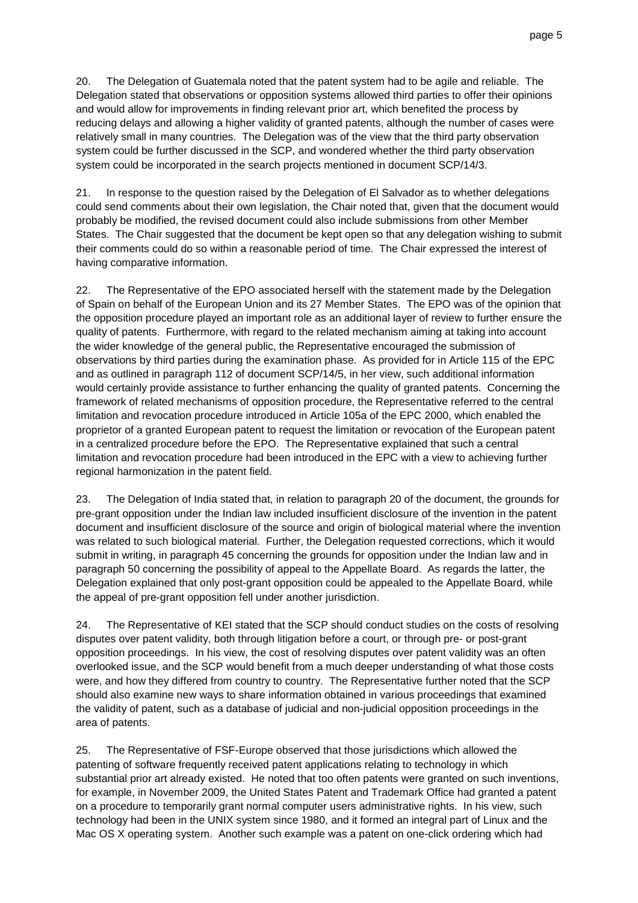20. The Delegation of Guatemala noted that the patent system had to be agile and reliable. The Delegation stated that observations or opposition systems allowed third parties to offer their opinions and would allow for improvements in finding relevant prior art, which benefited the process by reducing delays and allowing a higher validity of granted patents, although the number of cases were relatively small in many countries. The Delegation was of the view that the third party observation system could be further discussed in the SCP, and wondered whether the third party observation system could be incorporated in the search projects mentioned in document SCP/14/3.

21. In response to the question raised by the Delegation of El Salvador as to whether delegations could send comments about their own legislation, the Chair noted that, given that the document would probably be modified, the revised document could also include submissions from other Member States. The Chair suggested that the document be kept open so that any delegation wishing to submit their comments could do so within a reasonable period of time. The Chair expressed the interest of having comparative information.

22. The Representative of the EPO associated herself with the statement made by the Delegation of Spain on behalf of the European Union and its 27 Member States. The EPO was of the opinion that the opposition procedure played an important role as an additional layer of review to further ensure the quality of patents. Furthermore, with regard to the related mechanism aiming at taking into account the wider knowledge of the general public, the Representative encouraged the submission of observations by third parties during the examination phase. As provided for in Article 115 of the EPC and as outlined in paragraph 112 of document SCP/14/5, in her view, such additional information would certainly provide assistance to further enhancing the quality of granted patents. Concerning the framework of related mechanisms of opposition procedure, the Representative referred to the central limitation and revocation procedure introduced in Article 105a of the EPC 2000, which enabled the proprietor of a granted European patent to request the limitation or revocation of the European patent in a centralized procedure before the EPO. The Representative explained that such a central limitation and revocation procedure had been introduced in the EPC with a view to achieving further regional harmonization in the patent field.

23. The Delegation of India stated that, in relation to paragraph 20 of the document, the grounds for pre-grant opposition under the Indian law included insufficient disclosure of the invention in the patent document and insufficient disclosure of the source and origin of biological material where the invention was related to such biological material. Further, the Delegation requested corrections, which it would submit in writing, in paragraph 45 concerning the grounds for opposition under the Indian law and in paragraph 50 concerning the possibility of appeal to the Appellate Board. As regards the latter, the Delegation explained that only post-grant opposition could be appealed to the Appellate Board, while the appeal of pre-grant opposition fell under another jurisdiction.

24. The Representative of KEI stated that the SCP should conduct studies on the costs of resolving disputes over patent validity, both through litigation before a court, or through pre- or post-grant opposition proceedings. In his view, the cost of resolving disputes over patent validity was an often overlooked issue, and the SCP would benefit from a much deeper understanding of what those costs were, and how they differed from country to country. The Representative further noted that the SCP should also examine new ways to share information obtained in various proceedings that examined the validity of patent, such as a database of judicial and non-judicial opposition proceedings in the area of patents.

25. The Representative of FSF-Europe observed that those jurisdictions which allowed the patenting of software frequently received patent applications relating to technology in which substantial prior art already existed. He noted that too often patents were granted on such inventions, for example, in November 2009, the United States Patent and Trademark Office had granted a patent on a procedure to temporarily grant normal computer users administrative rights. In his view, such technology had been in the UNIX system since 1980, and it formed an integral part of Linux and the Mac OS X operating system. Another such example was a patent on one-click ordering which had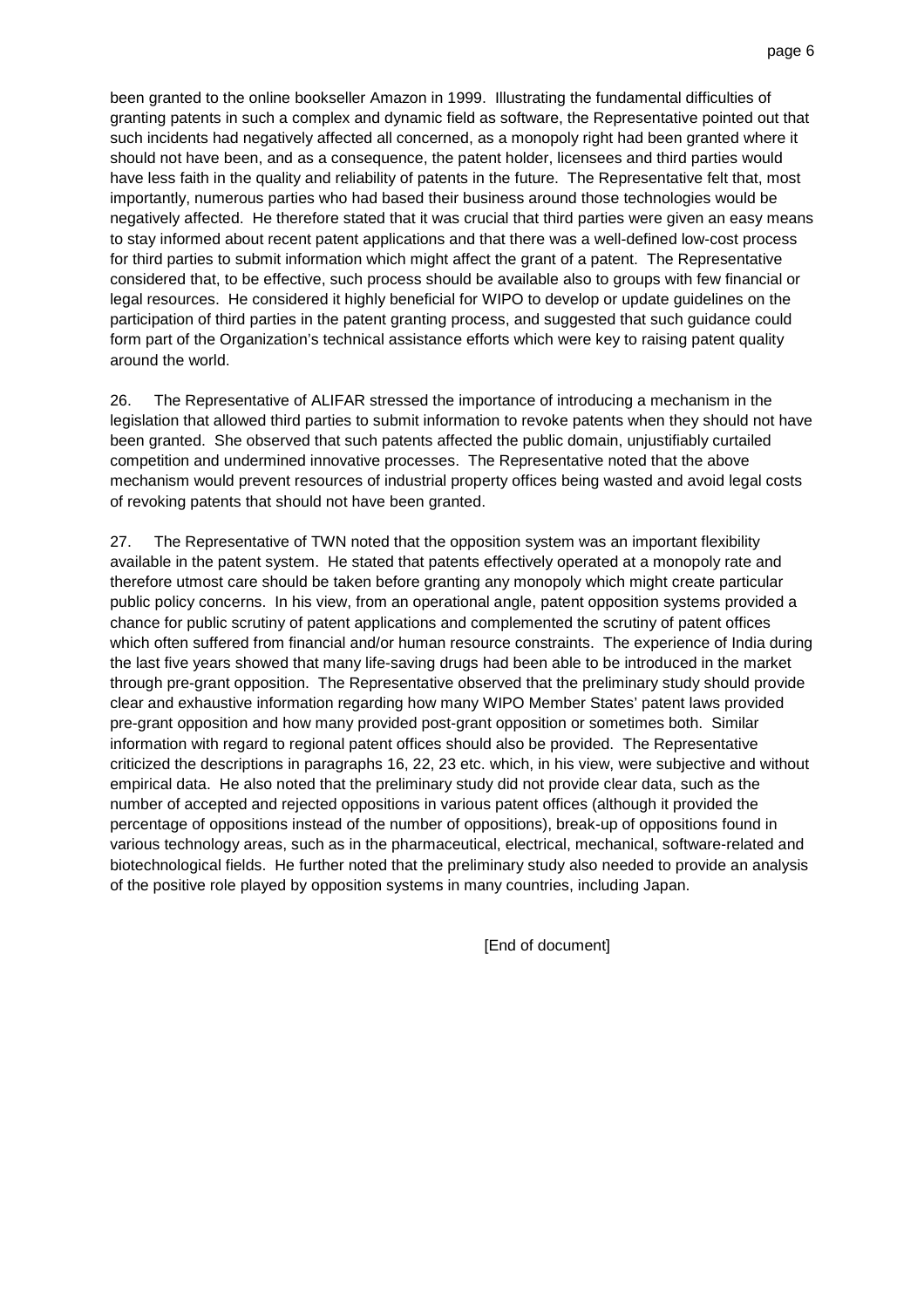been granted to the online bookseller Amazon in 1999. Illustrating the fundamental difficulties of granting patents in such a complex and dynamic field as software, the Representative pointed out that such incidents had negatively affected all concerned, as a monopoly right had been granted where it should not have been, and as a consequence, the patent holder, licensees and third parties would have less faith in the quality and reliability of patents in the future. The Representative felt that, most importantly, numerous parties who had based their business around those technologies would be negatively affected. He therefore stated that it was crucial that third parties were given an easy means to stay informed about recent patent applications and that there was a well-defined low-cost process for third parties to submit information which might affect the grant of a patent. The Representative considered that, to be effective, such process should be available also to groups with few financial or legal resources. He considered it highly beneficial for WIPO to develop or update guidelines on the participation of third parties in the patent granting process, and suggested that such guidance could form part of the Organization's technical assistance efforts which were key to raising patent quality around the world.

26. The Representative of ALIFAR stressed the importance of introducing a mechanism in the legislation that allowed third parties to submit information to revoke patents when they should not have been granted. She observed that such patents affected the public domain, unjustifiably curtailed competition and undermined innovative processes. The Representative noted that the above mechanism would prevent resources of industrial property offices being wasted and avoid legal costs of revoking patents that should not have been granted.

27. The Representative of TWN noted that the opposition system was an important flexibility available in the patent system. He stated that patents effectively operated at a monopoly rate and therefore utmost care should be taken before granting any monopoly which might create particular public policy concerns. In his view, from an operational angle, patent opposition systems provided a chance for public scrutiny of patent applications and complemented the scrutiny of patent offices which often suffered from financial and/or human resource constraints. The experience of India during the last five years showed that many life-saving drugs had been able to be introduced in the market through pre-grant opposition. The Representative observed that the preliminary study should provide clear and exhaustive information regarding how many WIPO Member States' patent laws provided pre-grant opposition and how many provided post-grant opposition or sometimes both. Similar information with regard to regional patent offices should also be provided. The Representative criticized the descriptions in paragraphs 16, 22, 23 etc. which, in his view, were subjective and without empirical data. He also noted that the preliminary study did not provide clear data, such as the number of accepted and rejected oppositions in various patent offices (although it provided the percentage of oppositions instead of the number of oppositions), break-up of oppositions found in various technology areas, such as in the pharmaceutical, electrical, mechanical, software-related and biotechnological fields. He further noted that the preliminary study also needed to provide an analysis of the positive role played by opposition systems in many countries, including Japan.

[End of document]